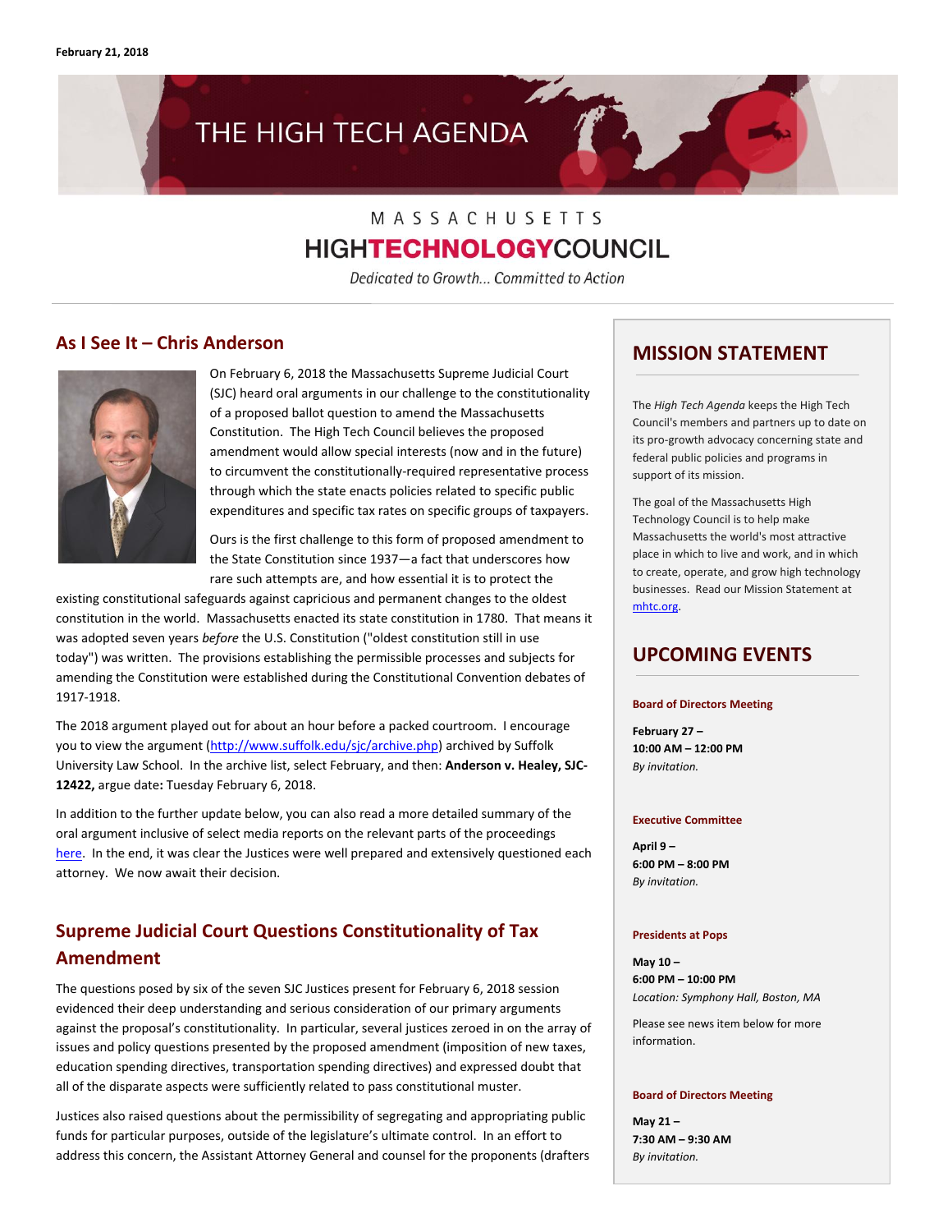February 21, 2018

# THE HIGH TECH AGENDA

MASSACHUSETTS
HIGHTECHNOLOGYCOUNCIL

*Dedicated to Growth... Committed to Action*

## As I See It – Chris Anderson

On February 6, 2018 the Massachusetts Supreme Judicial Court (SJC) heard oral arguments in our challenge to the constitutionality of a proposed ballot question to amend the Massachusetts Constitution. The High Tech Council believes the proposed amendment would allow special interests (now and in the future) to circumvent the constitutionally-required representative process through which the state enacts policies related to specific public expenditures and specific tax rates on specific groups of taxpayers.

Ours is the first challenge to this form of proposed amendment to the State Constitution since 1937—a fact that underscores how rare such attempts are, and how essential it is to protect the existing constitutional safeguards against capricious and permanent changes to the oldest constitution in the world. Massachusetts enacted its state constitution in 1780. That means it was adopted seven years *before* the U.S. Constitution ("oldest constitution still in use today") was written. The provisions establishing the permissible processes and subjects for amending the Constitution were established during the Constitutional Convention debates of 1917-1918.

The 2018 argument played out for about an hour before a packed courtroom. I encourage you to view the argument (http://www.suffolk.edu/sjc/archive.php) archived by Suffolk University Law School. In the archive list, select February, and then: **Anderson v. Healey, SJC-12422,** argue date**:** Tuesday February 6, 2018.

In addition to the further update below, you can also read a more detailed summary of the oral argument inclusive of select media reports on the relevant parts of the proceedings here. In the end, it was clear the Justices were well prepared and extensively questioned each attorney. We now await their decision.

## Supreme Judicial Court Questions Constitutionality of Tax Amendment

The questions posed by six of the seven SJC Justices present for February 6, 2018 session evidenced their deep understanding and serious consideration of our primary arguments against the proposal's constitutionality. In particular, several justices zeroed in on the array of issues and policy questions presented by the proposed amendment (imposition of new taxes, education spending directives, transportation spending directives) and expressed doubt that all of the disparate aspects were sufficiently related to pass constitutional muster.

Justices also raised questions about the permissibility of segregating and appropriating public funds for particular purposes, outside of the legislature's ultimate control. In an effort to address this concern, the Assistant Attorney General and counsel for the proponents (drafters

## MISSION STATEMENT

The *High Tech Agenda* keeps the High Tech Council's members and partners up to date on its pro-growth advocacy concerning state and federal public policies and programs in support of its mission.

The goal of the Massachusetts High Technology Council is to help make Massachusetts the world's most attractive place in which to live and work, and in which to create, operate, and grow high technology businesses. Read our Mission Statement at mhtc.org.

## UPCOMING EVENTS

**Board of Directors Meeting**

**February 27 –**
**10:00 AM – 12:00 PM**
*By invitation.*

**Executive Committee**

**April 9 –**
**6:00 PM – 8:00 PM**
*By invitation.*

**Presidents at Pops**

**May 10 –**
**6:00 PM – 10:00 PM**
*Location: Symphony Hall, Boston, MA*

Please see news item below for more information.

**Board of Directors Meeting**

**May 21 –**
**7:30 AM – 9:30 AM**
*By invitation.*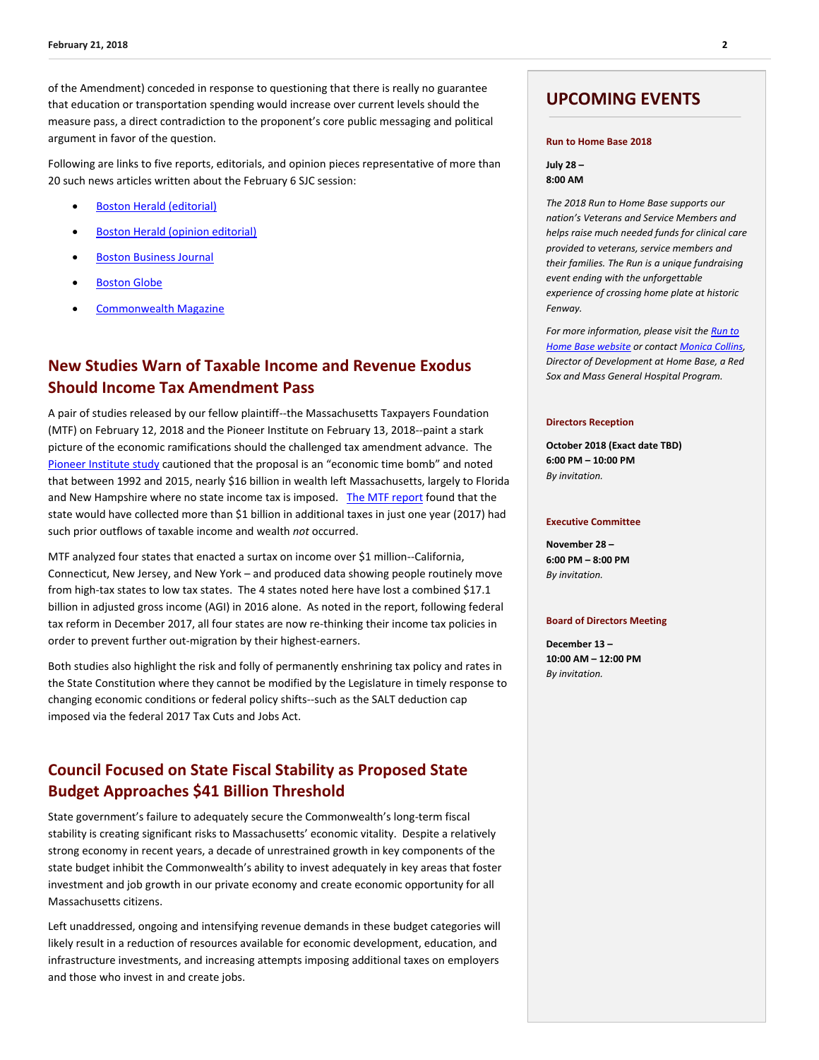of the Amendment) conceded in response to questioning that there is really no guarantee that education or transportation spending would increase over current levels should the measure pass, a direct contradiction to the proponent's core public messaging and political argument in favor of the question.

Following are links to five reports, editorials, and opinion pieces representative of more than 20 such news articles written about the February 6 SJC session:

- Boston Herald (editorial)
- Boston Herald (opinion editorial)
- Boston Business Journal
- Boston Globe
- Commonwealth Magazine

## New Studies Warn of Taxable Income and Revenue Exodus Should Income Tax Amendment Pass

A pair of studies released by our fellow plaintiff--the Massachusetts Taxpayers Foundation (MTF) on February 12, 2018 and the Pioneer Institute on February 13, 2018--paint a stark picture of the economic ramifications should the challenged tax amendment advance. The Pioneer Institute study cautioned that the proposal is an "economic time bomb" and noted that between 1992 and 2015, nearly $16 billion in wealth left Massachusetts, largely to Florida and New Hampshire where no state income tax is imposed. The MTF report found that the state would have collected more than $1 billion in additional taxes in just one year (2017) had such prior outflows of taxable income and wealth *not* occurred.

MTF analyzed four states that enacted a surtax on income over $1 million--California, Connecticut, New Jersey, and New York – and produced data showing people routinely move from high-tax states to low tax states. The 4 states noted here have lost a combined $17.1 billion in adjusted gross income (AGI) in 2016 alone. As noted in the report, following federal tax reform in December 2017, all four states are now re-thinking their income tax policies in order to prevent further out-migration by their highest-earners.

Both studies also highlight the risk and folly of permanently enshrining tax policy and rates in the State Constitution where they cannot be modified by the Legislature in timely response to changing economic conditions or federal policy shifts--such as the SALT deduction cap imposed via the federal 2017 Tax Cuts and Jobs Act.

## Council Focused on State Fiscal Stability as Proposed State Budget Approaches $41 Billion Threshold

State government's failure to adequately secure the Commonwealth's long-term fiscal stability is creating significant risks to Massachusetts' economic vitality. Despite a relatively strong economy in recent years, a decade of unrestrained growth in key components of the state budget inhibit the Commonwealth's ability to invest adequately in key areas that foster investment and job growth in our private economy and create economic opportunity for all Massachusetts citizens.

Left unaddressed, ongoing and intensifying revenue demands in these budget categories will likely result in a reduction of resources available for economic development, education, and infrastructure investments, and increasing attempts imposing additional taxes on employers and those who invest in and create jobs.

## UPCOMING EVENTS

**Run to Home Base 2018**

**July 28 –
8:00 AM**

*The 2018 Run to Home Base supports our nation's Veterans and Service Members and helps raise much needed funds for clinical care provided to veterans, service members and their families. The Run is a unique fundraising event ending with the unforgettable experience of crossing home plate at historic Fenway.*

*For more information, please visit the Run to Home Base website or contact Monica Collins, Director of Development at Home Base, a Red Sox and Mass General Hospital Program.*

**Directors Reception**

**October 2018 (Exact date TBD)
6:00 PM – 10:00 PM**
*By invitation.*

**Executive Committee**

**November 28 –
6:00 PM – 8:00 PM**
*By invitation.*

**Board of Directors Meeting**

**December 13 –
10:00 AM – 12:00 PM**
*By invitation.*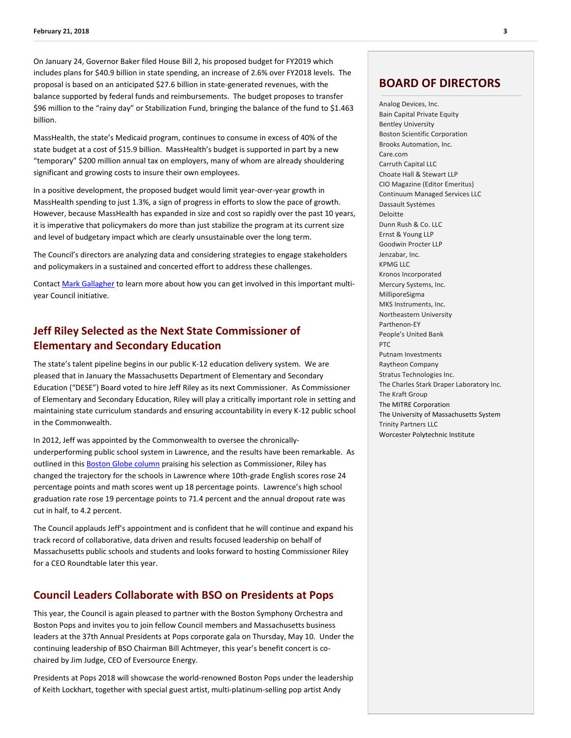On January 24, Governor Baker filed House Bill 2, his proposed budget for FY2019 which includes plans for $40.9 billion in state spending, an increase of 2.6% over FY2018 levels. The proposal is based on an anticipated $27.6 billion in state-generated revenues, with the balance supported by federal funds and reimbursements. The budget proposes to transfer $96 million to the "rainy day" or Stabilization Fund, bringing the balance of the fund to $1.463 billion.

MassHealth, the state's Medicaid program, continues to consume in excess of 40% of the state budget at a cost of $15.9 billion. MassHealth's budget is supported in part by a new "temporary" $200 million annual tax on employers, many of whom are already shouldering significant and growing costs to insure their own employees.

In a positive development, the proposed budget would limit year-over-year growth in MassHealth spending to just 1.3%, a sign of progress in efforts to slow the pace of growth. However, because MassHealth has expanded in size and cost so rapidly over the past 10 years, it is imperative that policymakers do more than just stabilize the program at its current size and level of budgetary impact which are clearly unsustainable over the long term.

The Council's directors are analyzing data and considering strategies to engage stakeholders and policymakers in a sustained and concerted effort to address these challenges.

Contact Mark Gallagher to learn more about how you can get involved in this important multi-year Council initiative.

## Jeff Riley Selected as the Next State Commissioner of Elementary and Secondary Education

The state's talent pipeline begins in our public K-12 education delivery system. We are pleased that in January the Massachusetts Department of Elementary and Secondary Education ("DESE") Board voted to hire Jeff Riley as its next Commissioner. As Commissioner of Elementary and Secondary Education, Riley will play a critically important role in setting and maintaining state curriculum standards and ensuring accountability in every K-12 public school in the Commonwealth.

In 2012, Jeff was appointed by the Commonwealth to oversee the chronically-underperforming public school system in Lawrence, and the results have been remarkable. As outlined in this Boston Globe column praising his selection as Commissioner, Riley has changed the trajectory for the schools in Lawrence where 10th-grade English scores rose 24 percentage points and math scores went up 18 percentage points. Lawrence's high school graduation rate rose 19 percentage points to 71.4 percent and the annual dropout rate was cut in half, to 4.2 percent.

The Council applauds Jeff's appointment and is confident that he will continue and expand his track record of collaborative, data driven and results focused leadership on behalf of Massachusetts public schools and students and looks forward to hosting Commissioner Riley for a CEO Roundtable later this year.

## Council Leaders Collaborate with BSO on Presidents at Pops

This year, the Council is again pleased to partner with the Boston Symphony Orchestra and Boston Pops and invites you to join fellow Council members and Massachusetts business leaders at the 37th Annual Presidents at Pops corporate gala on Thursday, May 10. Under the continuing leadership of BSO Chairman Bill Achtmeyer, this year's benefit concert is co-chaired by Jim Judge, CEO of Eversource Energy.

Presidents at Pops 2018 will showcase the world-renowned Boston Pops under the leadership of Keith Lockhart, together with special guest artist, multi-platinum-selling pop artist Andy

## BOARD OF DIRECTORS

Analog Devices, Inc.
Bain Capital Private Equity
Bentley University
Boston Scientific Corporation
Brooks Automation, Inc.
Care.com
Carruth Capital LLC
Choate Hall & Stewart LLP
CIO Magazine (Editor Emeritus)
Continuum Managed Services LLC
Dassault Systèmes
Deloitte
Dunn Rush & Co. LLC
Ernst & Young LLP
Goodwin Procter LLP
Jenzabar, Inc.
KPMG LLC
Kronos Incorporated
Mercury Systems, Inc.
MilliporeSigma
MKS Instruments, Inc.
Northeastern University
Parthenon-EY
People's United Bank
PTC
Putnam Investments
Raytheon Company
Stratus Technologies Inc.
The Charles Stark Draper Laboratory Inc.
The Kraft Group
The MITRE Corporation
The University of Massachusetts System
Trinity Partners LLC
Worcester Polytechnic Institute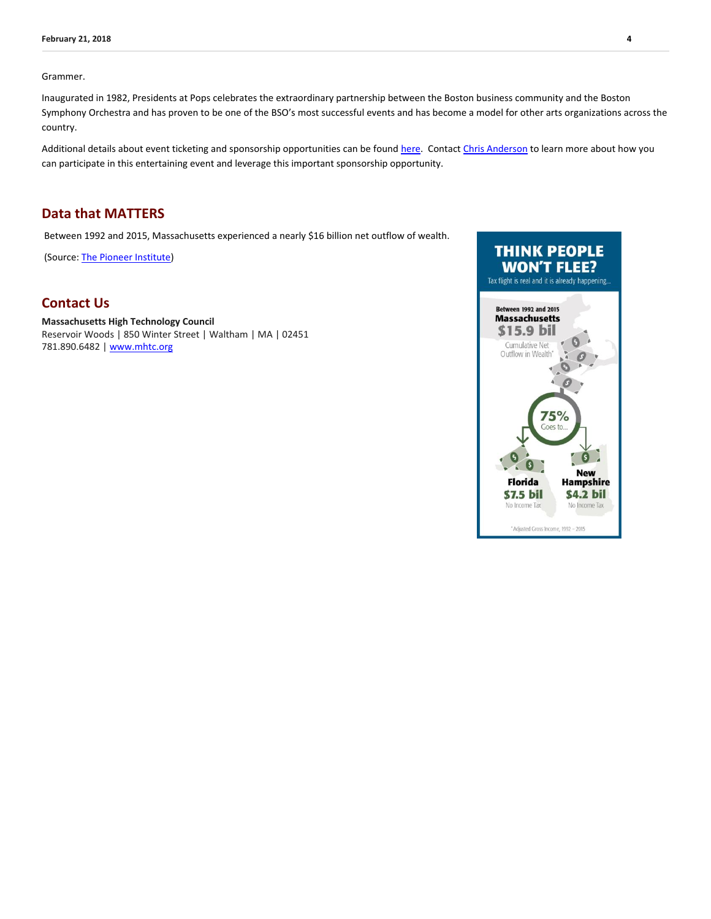Grammer.

Inaugurated in 1982, Presidents at Pops celebrates the extraordinary partnership between the Boston business community and the Boston Symphony Orchestra and has proven to be one of the BSO's most successful events and has become a model for other arts organizations across the country.

Additional details about event ticketing and sponsorship opportunities can be found [here](). Contact [Chris Anderson]() to learn more about how you can participate in this entertaining event and leverage this important sponsorship opportunity.

## Data that MATTERS

Between 1992 and 2015, Massachusetts experienced a nearly $16 billion net outflow of wealth.

(Source: [The Pioneer Institute]())

THINK PEOPLE WON'T FLEE?
Tax flight is real and it is already happening...
Between 1992 and 2015
Massachusetts
$15.9 bil
Cumulative Net Outflow in Wealth*
75%
Goes to...
Florida
$7.5 bil
No Income Tax
New Hampshire
$4.2 bil
No Income Tax
*Adjusted Gross Income, 1992 – 2015

## Contact Us

**Massachusetts High Technology Council**
Reservoir Woods | 850 Winter Street | Waltham | MA | 02451
781.890.6482 | [www.mhtc.org]()